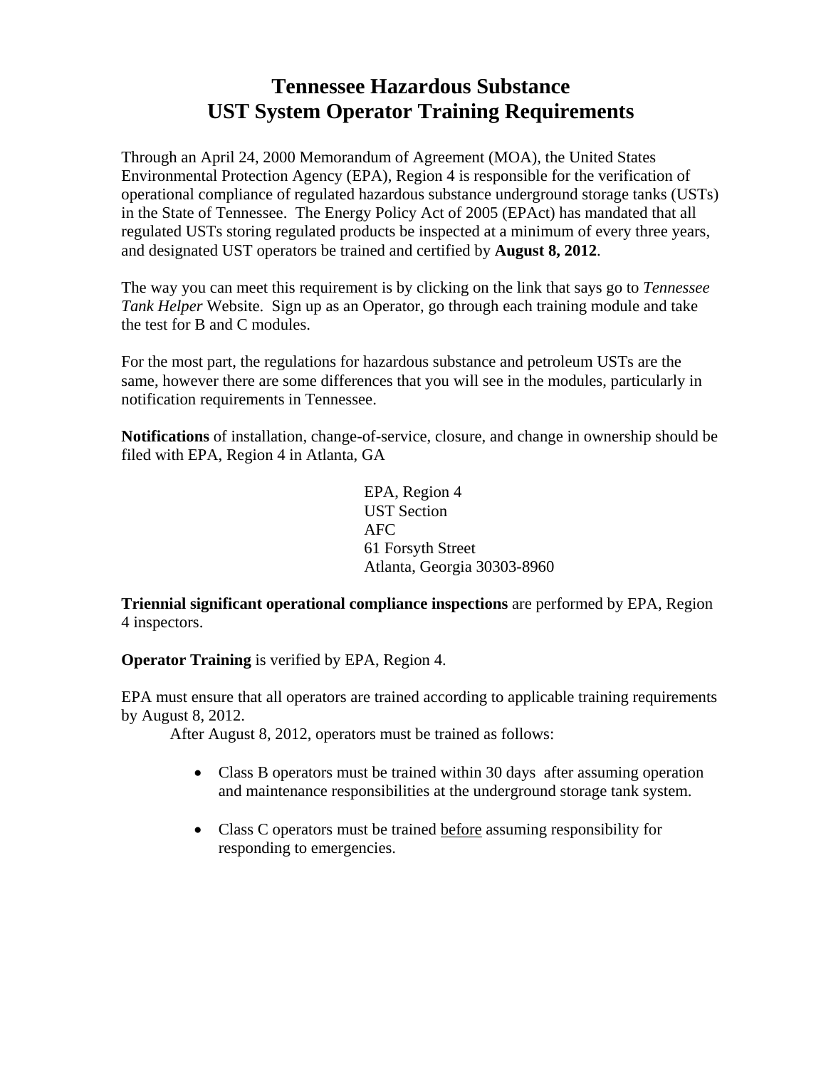# Tennessee Hazardous Substance
# UST System Operator Training Requirements

Through an April 24, 2000 Memorandum of Agreement (MOA), the United States Environmental Protection Agency (EPA), Region 4 is responsible for the verification of operational compliance of regulated hazardous substance underground storage tanks (USTs) in the State of Tennessee. The Energy Policy Act of 2005 (EPAct) has mandated that all regulated USTs storing regulated products be inspected at a minimum of every three years, and designated UST operators be trained and certified by **August 8, 2012**.

The way you can meet this requirement is by clicking on the link that says go to *Tennessee Tank Helper* Website. Sign up as an Operator, go through each training module and take the test for B and C modules.

For the most part, the regulations for hazardous substance and petroleum USTs are the same, however there are some differences that you will see in the modules, particularly in notification requirements in Tennessee.

**Notifications** of installation, change-of-service, closure, and change in ownership should be filed with EPA, Region 4 in Atlanta, GA

EPA, Region 4
UST Section
AFC
61 Forsyth Street
Atlanta, Georgia 30303-8960

**Triennial significant operational compliance inspections** are performed by EPA, Region 4 inspectors.

**Operator Training** is verified by EPA, Region 4.

EPA must ensure that all operators are trained according to applicable training requirements by August 8, 2012.

After August 8, 2012, operators must be trained as follows:

- Class B operators must be trained within 30 days after assuming operation and maintenance responsibilities at the underground storage tank system.
- Class C operators must be trained <u>before</u> assuming responsibility for responding to emergencies.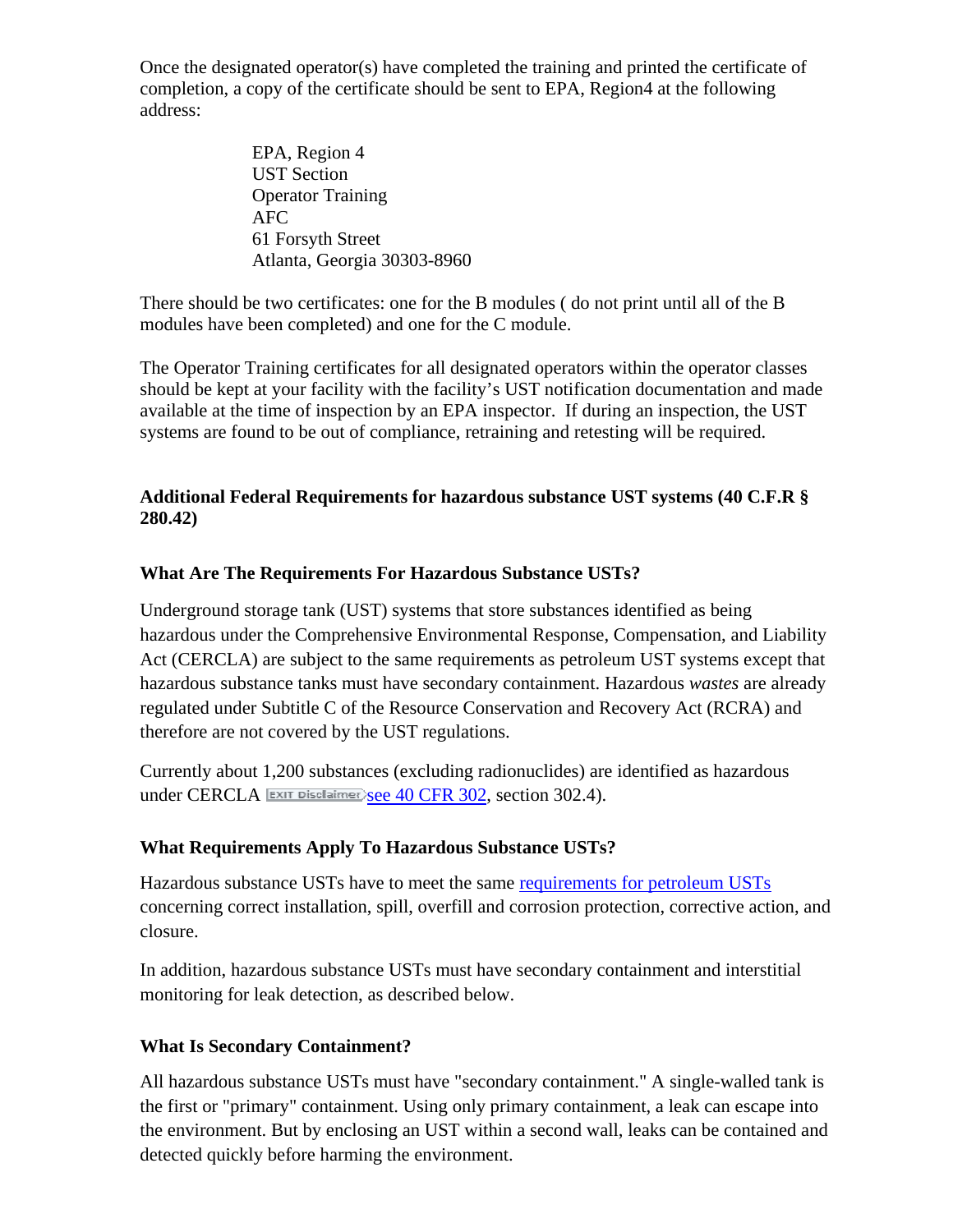Once the designated operator(s) have completed the training and printed the certificate of completion, a copy of the certificate should be sent to EPA, Region4 at the following address:

> EPA, Region 4
> UST Section
> Operator Training
> AFC
> 61 Forsyth Street
> Atlanta, Georgia 30303-8960

There should be two certificates: one for the B modules ( do not print until all of the B modules have been completed) and one for the C module.

The Operator Training certificates for all designated operators within the operator classes should be kept at your facility with the facility's UST notification documentation and made available at the time of inspection by an EPA inspector. If during an inspection, the UST systems are found to be out of compliance, retraining and retesting will be required.

**Additional Federal Requirements for hazardous substance UST systems (40 C.F.R § 280.42)**

**What Are The Requirements For Hazardous Substance USTs?**

Underground storage tank (UST) systems that store substances identified as being hazardous under the Comprehensive Environmental Response, Compensation, and Liability Act (CERCLA) are subject to the same requirements as petroleum UST systems except that hazardous substance tanks must have secondary containment. Hazardous *wastes* are already regulated under Subtitle C of the Resource Conservation and Recovery Act (RCRA) and therefore are not covered by the UST regulations.

Currently about 1,200 substances (excluding radionuclides) are identified as hazardous under CERCLA EXIT Disclaimer see 40 CFR 302, section 302.4).

**What Requirements Apply To Hazardous Substance USTs?**

Hazardous substance USTs have to meet the same requirements for petroleum USTs concerning correct installation, spill, overfill and corrosion protection, corrective action, and closure.

In addition, hazardous substance USTs must have secondary containment and interstitial monitoring for leak detection, as described below.

**What Is Secondary Containment?**

All hazardous substance USTs must have "secondary containment." A single-walled tank is the first or "primary" containment. Using only primary containment, a leak can escape into the environment. But by enclosing an UST within a second wall, leaks can be contained and detected quickly before harming the environment.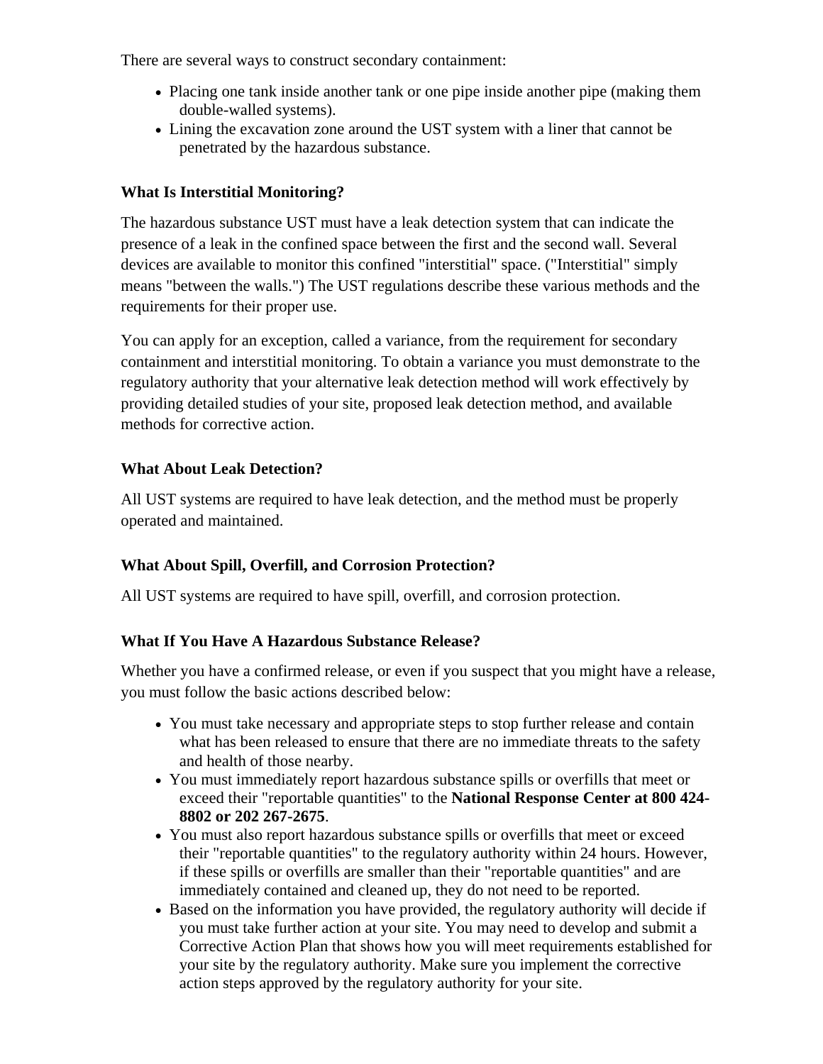There are several ways to construct secondary containment:

- Placing one tank inside another tank or one pipe inside another pipe (making them double-walled systems).
- Lining the excavation zone around the UST system with a liner that cannot be penetrated by the hazardous substance.

### What Is Interstitial Monitoring?

The hazardous substance UST must have a leak detection system that can indicate the presence of a leak in the confined space between the first and the second wall. Several devices are available to monitor this confined "interstitial" space. ("Interstitial" simply means "between the walls.") The UST regulations describe these various methods and the requirements for their proper use.

You can apply for an exception, called a variance, from the requirement for secondary containment and interstitial monitoring. To obtain a variance you must demonstrate to the regulatory authority that your alternative leak detection method will work effectively by providing detailed studies of your site, proposed leak detection method, and available methods for corrective action.

### What About Leak Detection?

All UST systems are required to have leak detection, and the method must be properly operated and maintained.

### What About Spill, Overfill, and Corrosion Protection?

All UST systems are required to have spill, overfill, and corrosion protection.

### What If You Have A Hazardous Substance Release?

Whether you have a confirmed release, or even if you suspect that you might have a release, you must follow the basic actions described below:

- You must take necessary and appropriate steps to stop further release and contain what has been released to ensure that there are no immediate threats to the safety and health of those nearby.
- You must immediately report hazardous substance spills or overfills that meet or exceed their "reportable quantities" to the **National Response Center at 800 424-8802 or 202 267-2675**.
- You must also report hazardous substance spills or overfills that meet or exceed their "reportable quantities" to the regulatory authority within 24 hours. However, if these spills or overfills are smaller than their "reportable quantities" and are immediately contained and cleaned up, they do not need to be reported.
- Based on the information you have provided, the regulatory authority will decide if you must take further action at your site. You may need to develop and submit a Corrective Action Plan that shows how you will meet requirements established for your site by the regulatory authority. Make sure you implement the corrective action steps approved by the regulatory authority for your site.